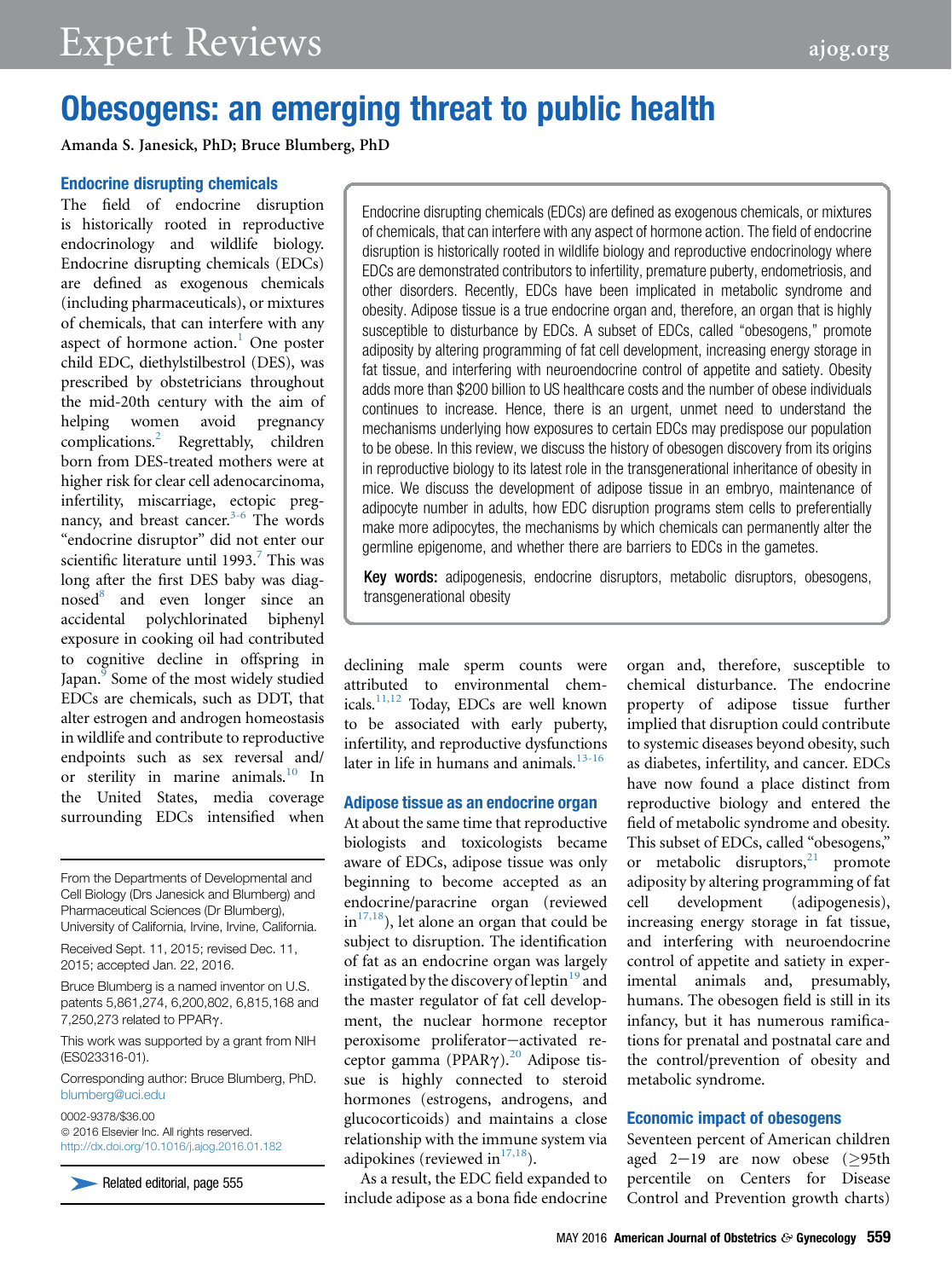# Obesogens: an emerging threat to public health

Amanda S. Janesick, PhD; Bruce Blumberg, PhD

Endocrine disrupting chemicals (EDCs) are defined as exogenous chemicals, or mixtures of chemicals, that can interfere with any aspect of hormone action. The field of endocrine disruption is historically rooted in wildlife biology and reproductive endocrinology where EDCs are demonstrated contributors to infertility, premature puberty, endometriosis, and other disorders. Recently, EDCs have been implicated in metabolic syndrome and obesity. Adipose tissue is a true endocrine organ and, therefore, an organ that is highly susceptible to disturbance by EDCs. A subset of EDCs, called "obesogens," promote adiposity by altering programming of fat cell development, increasing energy storage in fat tissue, and interfering with neuroendocrine control of appetite and satiety. Obesity adds more than $200 billion to US healthcare costs and the number of obese individuals continues to increase. Hence, there is an urgent, unmet need to understand the mechanisms underlying how exposures to certain EDCs may predispose our population to be obese. In this review, we discuss the history of obesogen discovery from its origins in reproductive biology to its latest role in the transgenerational inheritance of obesity in mice. We discuss the development of adipose tissue in an embryo, maintenance of adipocyte number in adults, how EDC disruption programs stem cells to preferentially make more adipocytes, the mechanisms by which chemicals can permanently alter the germline epigenome, and whether there are barriers to EDCs in the gametes.

**Key words:** adipogenesis, endocrine disruptors, metabolic disruptors, obesogens, transgenerational obesity

## Endocrine disrupting chemicals

The field of endocrine disruption is historically rooted in reproductive endocrinology and wildlife biology. Endocrine disrupting chemicals (EDCs) are defined as exogenous chemicals (including pharmaceuticals), or mixtures of chemicals, that can interfere with any aspect of hormone action.[1] One poster child EDC, diethylstilbestrol (DES), was prescribed by obstetricians throughout the mid-20th century with the aim of helping women avoid pregnancy complications.[2] Regrettably, children born from DES-treated mothers were at higher risk for clear cell adenocarcinoma, infertility, miscarriage, ectopic pregnancy, and breast cancer.[3-6] The words "endocrine disruptor" did not enter our scientific literature until 1993.[7] This was long after the first DES baby was diagnosed[8] and even longer since an accidental polychlorinated biphenyl exposure in cooking oil had contributed to cognitive decline in offspring in Japan.[9] Some of the most widely studied EDCs are chemicals, such as DDT, that alter estrogen and androgen homeostasis in wildlife and contribute to reproductive endpoints such as sex reversal and/or sterility in marine animals.[10] In the United States, media coverage surrounding EDCs intensified when declining male sperm counts were attributed to environmental chemicals.[11,12] Today, EDCs are well known to be associated with early puberty, infertility, and reproductive dysfunctions later in life in humans and animals.[13-16]

## Adipose tissue as an endocrine organ

At about the same time that reproductive biologists and toxicologists became aware of EDCs, adipose tissue was only beginning to become accepted as an endocrine/paracrine organ (reviewed in[17,18]), let alone an organ that could be subject to disruption. The identification of fat as an endocrine organ was largely instigated by the discovery of leptin[19] and the master regulator of fat cell development, the nuclear hormone receptor peroxisome proliferator–activated receptor gamma (PPARγ).[20] Adipose tissue is highly connected to steroid hormones (estrogens, androgens, and glucocorticoids) and maintains a close relationship with the immune system via adipokines (reviewed in[17,18]).

As a result, the EDC field expanded to include adipose as a bona fide endocrine organ and, therefore, susceptible to chemical disturbance. The endocrine property of adipose tissue further implied that disruption could contribute to systemic diseases beyond obesity, such as diabetes, infertility, and cancer. EDCs have now found a place distinct from reproductive biology and entered the field of metabolic syndrome and obesity. This subset of EDCs, called "obesogens," or metabolic disruptors,[21] promote adiposity by altering programming of fat cell development (adipogenesis), increasing energy storage in fat tissue, and interfering with neuroendocrine control of appetite and satiety in experimental animals and, presumably, humans. The obesogen field is still in its infancy, but it has numerous ramifications for prenatal and postnatal care and the control/prevention of obesity and metabolic syndrome.

## Economic impact of obesogens

Seventeen percent of American children aged 2–19 are now obese (≥95th percentile on Centers for Disease Control and Prevention growth charts)

---

From the Departments of Developmental and Cell Biology (Drs Janesick and Blumberg) and Pharmaceutical Sciences (Dr Blumberg), University of California, Irvine, Irvine, California.

Received Sept. 11, 2015; revised Dec. 11, 2015; accepted Jan. 22, 2016.

Bruce Blumberg is a named inventor on U.S. patents 5,861,274, 6,200,802, 6,815,168 and 7,250,273 related to PPARγ.

This work was supported by a grant from NIH (ES023316-01).

Corresponding author: Bruce Blumberg, PhD. blumberg@uci.edu

0002-9378/$36.00
© 2016 Elsevier Inc. All rights reserved.
http://dx.doi.org/10.1016/j.ajog.2016.01.182

Related editorial, page 555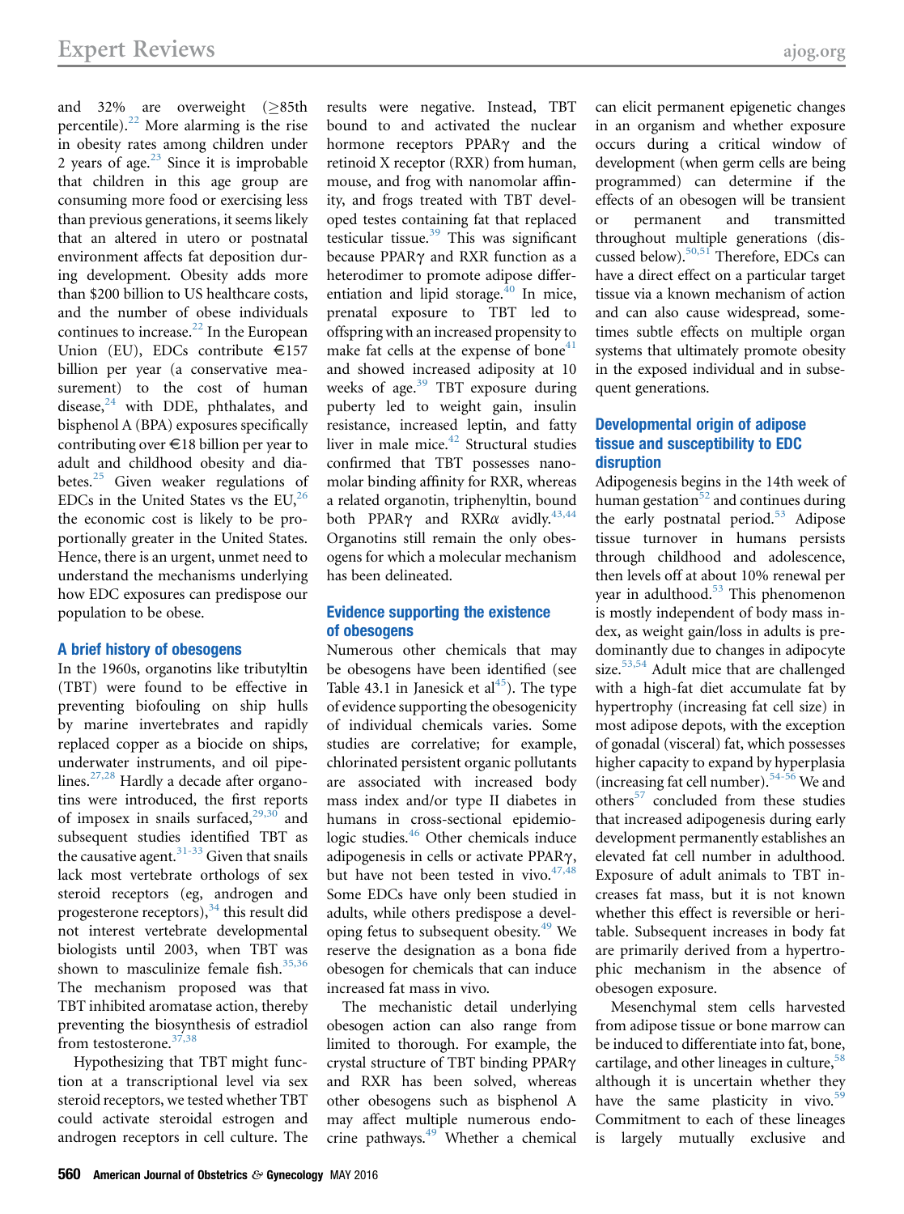and 32% are overweight (≥85th percentile).[22] More alarming is the rise in obesity rates among children under 2 years of age.[23] Since it is improbable that children in this age group are consuming more food or exercising less than previous generations, it seems likely that an altered in utero or postnatal environment affects fat deposition during development. Obesity adds more than $200 billion to US healthcare costs, and the number of obese individuals continues to increase.[22] In the European Union (EU), EDCs contribute €157 billion per year (a conservative measurement) to the cost of human disease,[24] with DDE, phthalates, and bisphenol A (BPA) exposures specifically contributing over €18 billion per year to adult and childhood obesity and diabetes.[25] Given weaker regulations of EDCs in the United States vs the EU,[26] the economic cost is likely to be proportionally greater in the United States. Hence, there is an urgent, unmet need to understand the mechanisms underlying how EDC exposures can predispose our population to be obese.

## A brief history of obesogens

In the 1960s, organotins like tributyltin (TBT) were found to be effective in preventing biofouling on ship hulls by marine invertebrates and rapidly replaced copper as a biocide on ships, underwater instruments, and oil pipelines.[27,28] Hardly a decade after organotins were introduced, the first reports of imposex in snails surfaced,[29,30] and subsequent studies identified TBT as the causative agent.[31-33] Given that snails lack most vertebrate orthologs of sex steroid receptors (eg, androgen and progesterone receptors),[34] this result did not interest vertebrate developmental biologists until 2003, when TBT was shown to masculinize female fish.[35,36] The mechanism proposed was that TBT inhibited aromatase action, thereby preventing the biosynthesis of estradiol from testosterone.[37,38]

Hypothesizing that TBT might function at a transcriptional level via sex steroid receptors, we tested whether TBT could activate steroidal estrogen and androgen receptors in cell culture. The results were negative. Instead, TBT bound to and activated the nuclear hormone receptors PPARγ and the retinoid X receptor (RXR) from human, mouse, and frog with nanomolar affinity, and frogs treated with TBT developed testes containing fat that replaced testicular tissue.[39] This was significant because PPARγ and RXR function as a heterodimer to promote adipose differentiation and lipid storage.[40] In mice, prenatal exposure to TBT led to offspring with an increased propensity to make fat cells at the expense of bone[41] and showed increased adiposity at 10 weeks of age.[39] TBT exposure during puberty led to weight gain, insulin resistance, increased leptin, and fatty liver in male mice.[42] Structural studies confirmed that TBT possesses nanomolar binding affinity for RXR, whereas a related organotin, triphenyltin, bound both PPARγ and RXRα avidly.[43,44] Organotins still remain the only obesogens for which a molecular mechanism has been delineated.

## Evidence supporting the existence of obesogens

Numerous other chemicals that may be obesogens have been identified (see Table 43.1 in Janesick et al[45]). The type of evidence supporting the obesogenicity of individual chemicals varies. Some studies are correlative; for example, chlorinated persistent organic pollutants are associated with increased body mass index and/or type II diabetes in humans in cross-sectional epidemiologic studies.[46] Other chemicals induce adipogenesis in cells or activate PPARγ, but have not been tested in vivo.[47,48] Some EDCs have only been studied in adults, while others predispose a developing fetus to subsequent obesity.[49] We reserve the designation as a bona fide obesogen for chemicals that can induce increased fat mass in vivo.

The mechanistic detail underlying obesogen action can also range from limited to thorough. For example, the crystal structure of TBT binding PPARγ and RXR has been solved, whereas other obesogens such as bisphenol A may affect multiple numerous endocrine pathways.[49] Whether a chemical can elicit permanent epigenetic changes in an organism and whether exposure occurs during a critical window of development (when germ cells are being programmed) can determine if the effects of an obesogen will be transient or permanent and transmitted throughout multiple generations (discussed below).[50,51] Therefore, EDCs can have a direct effect on a particular target tissue via a known mechanism of action and can also cause widespread, sometimes subtle effects on multiple organ systems that ultimately promote obesity in the exposed individual and in subsequent generations.

## Developmental origin of adipose tissue and susceptibility to EDC disruption

Adipogenesis begins in the 14th week of human gestation[52] and continues during the early postnatal period.[53] Adipose tissue turnover in humans persists through childhood and adolescence, then levels off at about 10% renewal per year in adulthood.[53] This phenomenon is mostly independent of body mass index, as weight gain/loss in adults is predominantly due to changes in adipocyte size.[53,54] Adult mice that are challenged with a high-fat diet accumulate fat by hypertrophy (increasing fat cell size) in most adipose depots, with the exception of gonadal (visceral) fat, which possesses higher capacity to expand by hyperplasia (increasing fat cell number).[54-56] We and others[57] concluded from these studies that increased adipogenesis during early development permanently establishes an elevated fat cell number in adulthood. Exposure of adult animals to TBT increases fat mass, but it is not known whether this effect is reversible or heritable. Subsequent increases in body fat are primarily derived from a hypertrophic mechanism in the absence of obesogen exposure.

Mesenchymal stem cells harvested from adipose tissue or bone marrow can be induced to differentiate into fat, bone, cartilage, and other lineages in culture,[58] although it is uncertain whether they have the same plasticity in vivo.[59] Commitment to each of these lineages is largely mutually exclusive and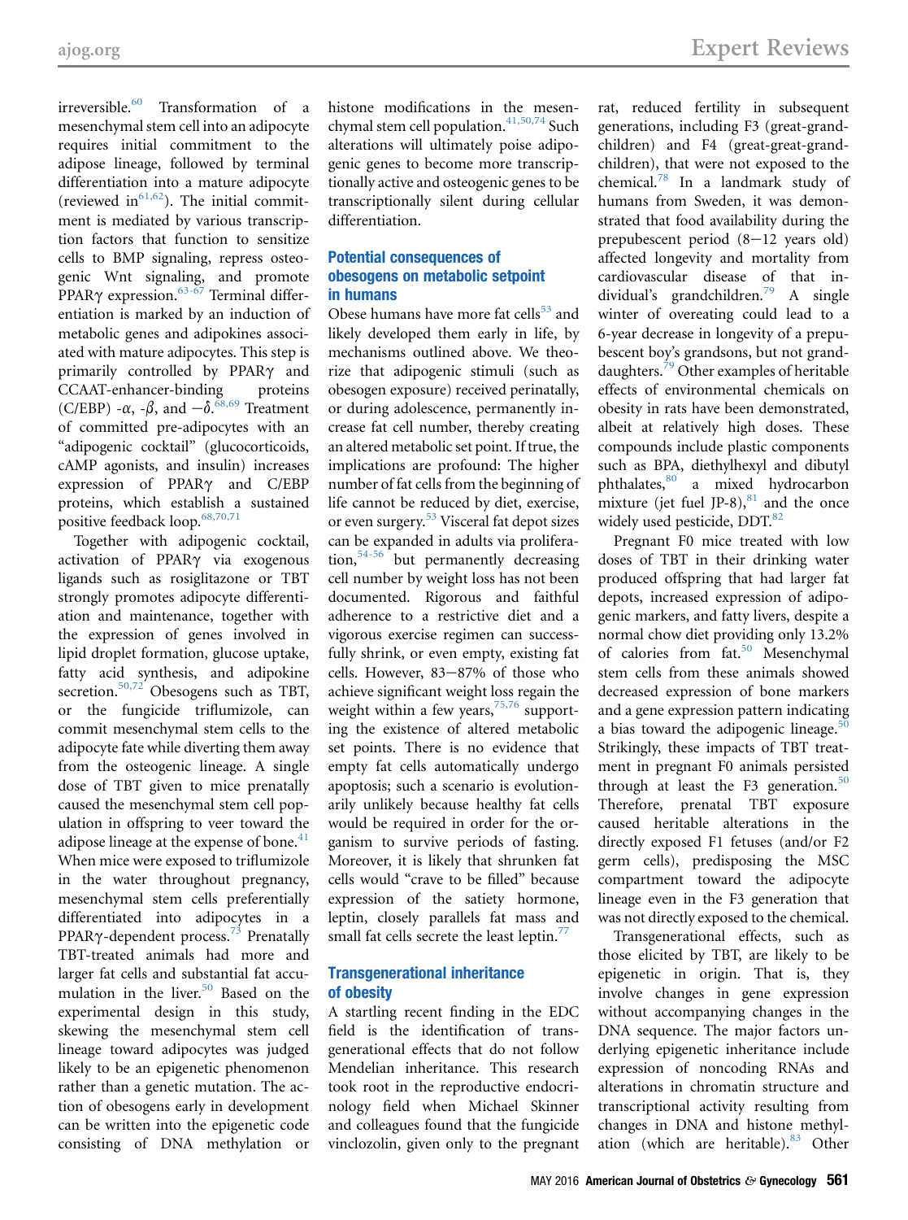irreversible.[60] Transformation of a mesenchymal stem cell into an adipocyte requires initial commitment to the adipose lineage, followed by terminal differentiation into a mature adipocyte (reviewed in[61,62]). The initial commitment is mediated by various transcription factors that function to sensitize cells to BMP signaling, repress osteogenic Wnt signaling, and promote PPARγ expression.[63-67] Terminal differentiation is marked by an induction of metabolic genes and adipokines associated with mature adipocytes. This step is primarily controlled by PPARγ and CCAAT-enhancer-binding proteins (C/EBP) -α, -β, and −δ.[68,69] Treatment of committed pre-adipocytes with an "adipogenic cocktail" (glucocorticoids, cAMP agonists, and insulin) increases expression of PPARγ and C/EBP proteins, which establish a sustained positive feedback loop.[68,70,71]

Together with adipogenic cocktail, activation of PPARγ via exogenous ligands such as rosiglitazone or TBT strongly promotes adipocyte differentiation and maintenance, together with the expression of genes involved in lipid droplet formation, glucose uptake, fatty acid synthesis, and adipokine secretion.[50,72] Obesogens such as TBT, or the fungicide triflumizole, can commit mesenchymal stem cells to the adipocyte fate while diverting them away from the osteogenic lineage. A single dose of TBT given to mice prenatally caused the mesenchymal stem cell population in offspring to veer toward the adipose lineage at the expense of bone.[41] When mice were exposed to triflumizole in the water throughout pregnancy, mesenchymal stem cells preferentially differentiated into adipocytes in a PPARγ-dependent process.[73] Prenatally TBT-treated animals had more and larger fat cells and substantial fat accumulation in the liver.[50] Based on the experimental design in this study, skewing the mesenchymal stem cell lineage toward adipocytes was judged likely to be an epigenetic phenomenon rather than a genetic mutation. The action of obesogens early in development can be written into the epigenetic code consisting of DNA methylation or histone modifications in the mesenchymal stem cell population.[41,50,74] Such alterations will ultimately poise adipogenic genes to become more transcriptionally active and osteogenic genes to be transcriptionally silent during cellular differentiation.

## Potential consequences of obesogens on metabolic setpoint in humans

Obese humans have more fat cells[53] and likely developed them early in life, by mechanisms outlined above. We theorize that adipogenic stimuli (such as obesogen exposure) received perinatally, or during adolescence, permanently increase fat cell number, thereby creating an altered metabolic set point. If true, the implications are profound: The higher number of fat cells from the beginning of life cannot be reduced by diet, exercise, or even surgery.[53] Visceral fat depot sizes can be expanded in adults via proliferation,[54-56] but permanently decreasing cell number by weight loss has not been documented. Rigorous and faithful adherence to a restrictive diet and a vigorous exercise regimen can successfully shrink, or even empty, existing fat cells. However, 83−87% of those who achieve significant weight loss regain the weight within a few years,[75,76] supporting the existence of altered metabolic set points. There is no evidence that empty fat cells automatically undergo apoptosis; such a scenario is evolutionarily unlikely because healthy fat cells would be required in order for the organism to survive periods of fasting. Moreover, it is likely that shrunken fat cells would "crave to be filled" because expression of the satiety hormone, leptin, closely parallels fat mass and small fat cells secrete the least leptin.[77]

## Transgenerational inheritance of obesity

A startling recent finding in the EDC field is the identification of transgenerational effects that do not follow Mendelian inheritance. This research took root in the reproductive endocrinology field when Michael Skinner and colleagues found that the fungicide vinclozolin, given only to the pregnant rat, reduced fertility in subsequent generations, including F3 (great-grandchildren) and F4 (great-great-grandchildren), that were not exposed to the chemical.[78] In a landmark study of humans from Sweden, it was demonstrated that food availability during the prepubescent period (8−12 years old) affected longevity and mortality from cardiovascular disease of that individual's grandchildren.[79] A single winter of overeating could lead to a 6-year decrease in longevity of a prepubescent boy's grandsons, but not granddaughters.[79] Other examples of heritable effects of environmental chemicals on obesity in rats have been demonstrated, albeit at relatively high doses. These compounds include plastic components such as BPA, diethylhexyl and dibutyl phthalates,[80] a mixed hydrocarbon mixture (jet fuel JP-8),[81] and the once widely used pesticide, DDT.[82]

Pregnant F0 mice treated with low doses of TBT in their drinking water produced offspring that had larger fat depots, increased expression of adipogenic markers, and fatty livers, despite a normal chow diet providing only 13.2% of calories from fat.[50] Mesenchymal stem cells from these animals showed decreased expression of bone markers and a gene expression pattern indicating a bias toward the adipogenic lineage.[50] Strikingly, these impacts of TBT treatment in pregnant F0 animals persisted through at least the F3 generation.[50] Therefore, prenatal TBT exposure caused heritable alterations in the directly exposed F1 fetuses (and/or F2 germ cells), predisposing the MSC compartment toward the adipocyte lineage even in the F3 generation that was not directly exposed to the chemical.

Transgenerational effects, such as those elicited by TBT, are likely to be epigenetic in origin. That is, they involve changes in gene expression without accompanying changes in the DNA sequence. The major factors underlying epigenetic inheritance include expression of noncoding RNAs and alterations in chromatin structure and transcriptional activity resulting from changes in DNA and histone methylation (which are heritable).[83] Other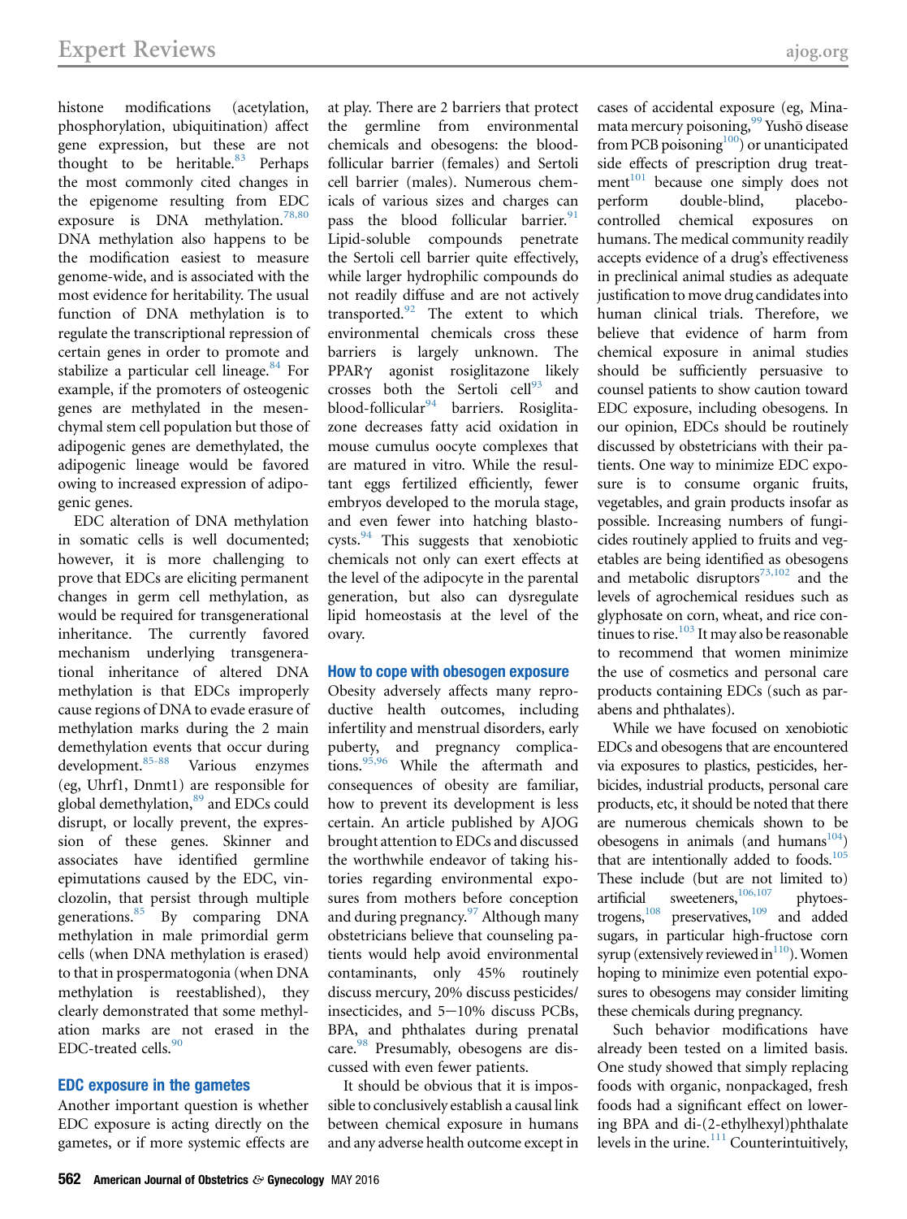histone modifications (acetylation, phosphorylation, ubiquitination) affect gene expression, but these are not thought to be heritable.[83] Perhaps the most commonly cited changes in the epigenome resulting from EDC exposure is DNA methylation.[78,80] DNA methylation also happens to be the modification easiest to measure genome-wide, and is associated with the most evidence for heritability. The usual function of DNA methylation is to regulate the transcriptional repression of certain genes in order to promote and stabilize a particular cell lineage.[84] For example, if the promoters of osteogenic genes are methylated in the mesenchymal stem cell population but those of adipogenic genes are demethylated, the adipogenic lineage would be favored owing to increased expression of adipogenic genes.

EDC alteration of DNA methylation in somatic cells is well documented; however, it is more challenging to prove that EDCs are eliciting permanent changes in germ cell methylation, as would be required for transgenerational inheritance. The currently favored mechanism underlying transgenerational inheritance of altered DNA methylation is that EDCs improperly cause regions of DNA to evade erasure of methylation marks during the 2 main demethylation events that occur during development.[85-88] Various enzymes (eg, Uhrf1, Dnmt1) are responsible for global demethylation,[89] and EDCs could disrupt, or locally prevent, the expression of these genes. Skinner and associates have identified germline epimutations caused by the EDC, vinclozolin, that persist through multiple generations.[85] By comparing DNA methylation in male primordial germ cells (when DNA methylation is erased) to that in prospermatogonia (when DNA methylation is reestablished), they clearly demonstrated that some methylation marks are not erased in the EDC-treated cells.[90]

## EDC exposure in the gametes

Another important question is whether EDC exposure is acting directly on the gametes, or if more systemic effects are at play. There are 2 barriers that protect the germline from environmental chemicals and obesogens: the blood-follicular barrier (females) and Sertoli cell barrier (males). Numerous chemicals of various sizes and charges can pass the blood follicular barrier.[91] Lipid-soluble compounds penetrate the Sertoli cell barrier quite effectively, while larger hydrophilic compounds do not readily diffuse and are not actively transported.[92] The extent to which environmental chemicals cross these barriers is largely unknown. The PPARγ agonist rosiglitazone likely crosses both the Sertoli cell[93] and blood-follicular[94] barriers. Rosiglitazone decreases fatty acid oxidation in mouse cumulus oocyte complexes that are matured in vitro. While the resultant eggs fertilized efficiently, fewer embryos developed to the morula stage, and even fewer into hatching blastocysts.[94] This suggests that xenobiotic chemicals not only can exert effects at the level of the adipocyte in the parental generation, but also can dysregulate lipid homeostasis at the level of the ovary.

## How to cope with obesogen exposure

Obesity adversely affects many reproductive health outcomes, including infertility and menstrual disorders, early puberty, and pregnancy complications.[95,96] While the aftermath and consequences of obesity are familiar, how to prevent its development is less certain. An article published by AJOG brought attention to EDCs and discussed the worthwhile endeavor of taking histories regarding environmental exposures from mothers before conception and during pregnancy.[97] Although many obstetricians believe that counseling patients would help avoid environmental contaminants, only 45% routinely discuss mercury, 20% discuss pesticides/insecticides, and 5–10% discuss PCBs, BPA, and phthalates during prenatal care.[98] Presumably, obesogens are discussed with even fewer patients.

It should be obvious that it is impossible to conclusively establish a causal link between chemical exposure in humans and any adverse health outcome except in cases of accidental exposure (eg, Minamata mercury poisoning,[99] Yushō disease from PCB poisoning[100]) or unanticipated side effects of prescription drug treatment[101] because one simply does not perform double-blind, placebo-controlled chemical exposures on humans. The medical community readily accepts evidence of a drug's effectiveness in preclinical animal studies as adequate justification to move drug candidates into human clinical trials. Therefore, we believe that evidence of harm from chemical exposure in animal studies should be sufficiently persuasive to counsel patients to show caution toward EDC exposure, including obesogens. In our opinion, EDCs should be routinely discussed by obstetricians with their patients. One way to minimize EDC exposure is to consume organic fruits, vegetables, and grain products insofar as possible. Increasing numbers of fungicides routinely applied to fruits and vegetables are being identified as obesogens and metabolic disruptors[73,102] and the levels of agrochemical residues such as glyphosate on corn, wheat, and rice continues to rise.[103] It may also be reasonable to recommend that women minimize the use of cosmetics and personal care products containing EDCs (such as parabens and phthalates).

While we have focused on xenobiotic EDCs and obesogens that are encountered via exposures to plastics, pesticides, herbicides, industrial products, personal care products, etc, it should be noted that there are numerous chemicals shown to be obesogens in animals (and humans[104]) that are intentionally added to foods.[105] These include (but are not limited to) artificial sweeteners,[106,107] phytoestrogens,[108] preservatives,[109] and added sugars, in particular high-fructose corn syrup (extensively reviewed in[110]). Women hoping to minimize even potential exposures to obesogens may consider limiting these chemicals during pregnancy.

Such behavior modifications have already been tested on a limited basis. One study showed that simply replacing foods with organic, nonpackaged, fresh foods had a significant effect on lowering BPA and di-(2-ethylhexyl)phthalate levels in the urine.[111] Counterintuitively,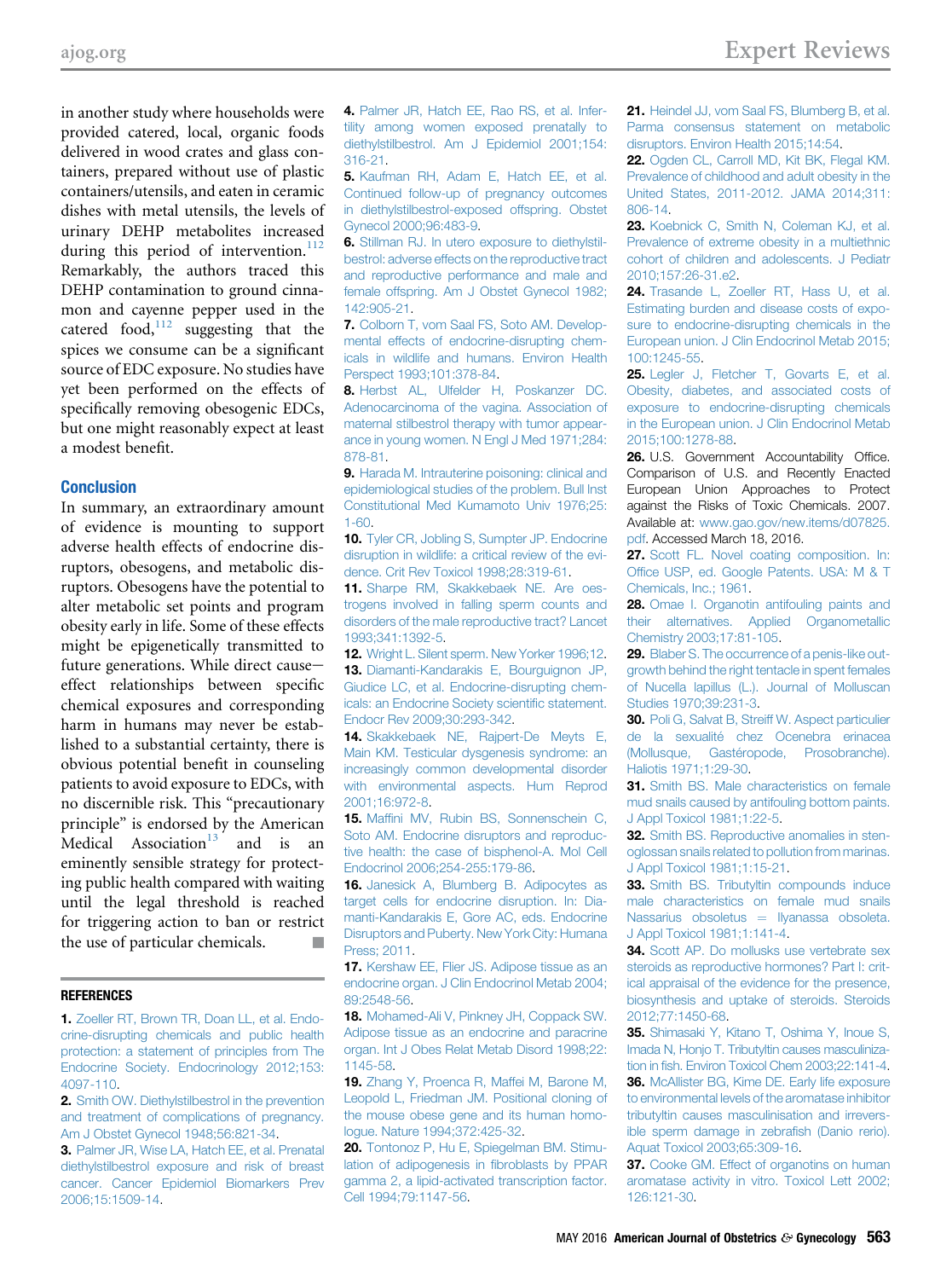in another study where households were provided catered, local, organic foods delivered in wood crates and glass containers, prepared without use of plastic containers/utensils, and eaten in ceramic dishes with metal utensils, the levels of urinary DEHP metabolites increased during this period of intervention.[112] Remarkably, the authors traced this DEHP contamination to ground cinnamon and cayenne pepper used in the catered food,[112] suggesting that the spices we consume can be a significant source of EDC exposure. No studies have yet been performed on the effects of specifically removing obesogenic EDCs, but one might reasonably expect at least a modest benefit.

## Conclusion

In summary, an extraordinary amount of evidence is mounting to support adverse health effects of endocrine disruptors, obesogens, and metabolic disruptors. Obesogens have the potential to alter metabolic set points and program obesity early in life. Some of these effects might be epigenetically transmitted to future generations. While direct cause–effect relationships between specific chemical exposures and corresponding harm in humans may never be established to a substantial certainty, there is obvious potential benefit in counseling patients to avoid exposure to EDCs, with no discernible risk. This "precautionary principle" is endorsed by the American Medical Association[13] and is an eminently sensible strategy for protecting public health compared with waiting until the legal threshold is reached for triggering action to ban or restrict the use of particular chemicals. ■

## REFERENCES

**1.** Zoeller RT, Brown TR, Doan LL, et al. Endocrine-disrupting chemicals and public health protection: a statement of principles from The Endocrine Society. Endocrinology 2012;153:4097-110.

**2.** Smith OW. Diethylstilbestrol in the prevention and treatment of complications of pregnancy. Am J Obstet Gynecol 1948;56:821-34.

**3.** Palmer JR, Wise LA, Hatch EE, et al. Prenatal diethylstilbestrol exposure and risk of breast cancer. Cancer Epidemiol Biomarkers Prev 2006;15:1509-14.

**4.** Palmer JR, Hatch EE, Rao RS, et al. Infertility among women exposed prenatally to diethylstilbestrol. Am J Epidemiol 2001;154:316-21.

**5.** Kaufman RH, Adam E, Hatch EE, et al. Continued follow-up of pregnancy outcomes in diethylstilbestrol-exposed offspring. Obstet Gynecol 2000;96:483-9.

**6.** Stillman RJ. In utero exposure to diethylstilbestrol: adverse effects on the reproductive tract and reproductive performance and male and female offspring. Am J Obstet Gynecol 1982;142:905-21.

**7.** Colborn T, vom Saal FS, Soto AM. Developmental effects of endocrine-disrupting chemicals in wildlife and humans. Environ Health Perspect 1993;101:378-84.

**8.** Herbst AL, Ulfelder H, Poskanzer DC. Adenocarcinoma of the vagina. Association of maternal stilbestrol therapy with tumor appearance in young women. N Engl J Med 1971;284:878-81.

**9.** Harada M. Intrauterine poisoning: clinical and epidemiological studies of the problem. Bull Inst Constitutional Med Kumamoto Univ 1976;25:1-60.

**10.** Tyler CR, Jobling S, Sumpter JP. Endocrine disruption in wildlife: a critical review of the evidence. Crit Rev Toxicol 1998;28:319-61.

**11.** Sharpe RM, Skakkebaek NE. Are oestrogens involved in falling sperm counts and disorders of the male reproductive tract? Lancet 1993;341:1392-5.

**12.** Wright L. Silent sperm. New Yorker 1996;12.

**13.** Diamanti-Kandarakis E, Bourguignon JP, Giudice LC, et al. Endocrine-disrupting chemicals: an Endocrine Society scientific statement. Endocr Rev 2009;30:293-342.

**14.** Skakkebaek NE, Rajpert-De Meyts E, Main KM. Testicular dysgenesis syndrome: an increasingly common developmental disorder with environmental aspects. Hum Reprod 2001;16:972-8.

**15.** Maffini MV, Rubin BS, Sonnenschein C, Soto AM. Endocrine disruptors and reproductive health: the case of bisphenol-A. Mol Cell Endocrinol 2006;254-255:179-86.

**16.** Janesick A, Blumberg B. Adipocytes as target cells for endocrine disruption. In: Diamanti-Kandarakis E, Gore AC, eds. Endocrine Disruptors and Puberty. New York City: Humana Press; 2011.

**17.** Kershaw EE, Flier JS. Adipose tissue as an endocrine organ. J Clin Endocrinol Metab 2004;89:2548-56.

**18.** Mohamed-Ali V, Pinkney JH, Coppack SW. Adipose tissue as an endocrine and paracrine organ. Int J Obes Relat Metab Disord 1998;22:1145-58.

**19.** Zhang Y, Proenca R, Maffei M, Barone M, Leopold L, Friedman JM. Positional cloning of the mouse obese gene and its human homologue. Nature 1994;372:425-32.

**20.** Tontonoz P, Hu E, Spiegelman BM. Stimulation of adipogenesis in fibroblasts by PPAR gamma 2, a lipid-activated transcription factor. Cell 1994;79:1147-56.

**21.** Heindel JJ, vom Saal FS, Blumberg B, et al. Parma consensus statement on metabolic disruptors. Environ Health 2015;14:54.

**22.** Ogden CL, Carroll MD, Kit BK, Flegal KM. Prevalence of childhood and adult obesity in the United States, 2011-2012. JAMA 2014;311:806-14.

**23.** Koebnick C, Smith N, Coleman KJ, et al. Prevalence of extreme obesity in a multiethnic cohort of children and adolescents. J Pediatr 2010;157:26-31.e2.

**24.** Trasande L, Zoeller RT, Hass U, et al. Estimating burden and disease costs of exposure to endocrine-disrupting chemicals in the European union. J Clin Endocrinol Metab 2015;100:1245-55.

**25.** Legler J, Fletcher T, Govarts E, et al. Obesity, diabetes, and associated costs of exposure to endocrine-disrupting chemicals in the European union. J Clin Endocrinol Metab 2015;100:1278-88.

**26.** U.S. Government Accountability Office. Comparison of U.S. and Recently Enacted European Union Approaches to Protect against the Risks of Toxic Chemicals. 2007. Available at: www.gao.gov/new.items/d07825.pdf. Accessed March 18, 2016.

**27.** Scott FL. Novel coating composition. In: Office USP, ed. Google Patents. USA: M & T Chemicals, Inc.; 1961.

**28.** Omae I. Organotin antifouling paints and their alternatives. Applied Organometallic Chemistry 2003;17:81-105.

**29.** Blaber S. The occurrence of a penis-like outgrowth behind the right tentacle in spent females of Nucella lapillus (L.). Journal of Molluscan Studies 1970;39:231-3.

**30.** Poli G, Salvat B, Streiff W. Aspect particulier de la sexualité chez Ocenebra erinacea (Mollusque, Gastéropode, Prosobranche). Haliotis 1971;1:29-30.

**31.** Smith BS. Male characteristics on female mud snails caused by antifouling bottom paints. J Appl Toxicol 1981;1:22-5.

**32.** Smith BS. Reproductive anomalies in stenoglossan snails related to pollution from marinas. J Appl Toxicol 1981;1:15-21.

**33.** Smith BS. Tributyltin compounds induce male characteristics on female mud snails Nassarius obsoletus = Ilyanassa obsoleta. J Appl Toxicol 1981;1:141-4.

**34.** Scott AP. Do mollusks use vertebrate sex steroids as reproductive hormones? Part I: critical appraisal of the evidence for the presence, biosynthesis and uptake of steroids. Steroids 2012;77:1450-68.

**35.** Shimasaki Y, Kitano T, Oshima Y, Inoue S, Imada N, Honjo T. Tributyltin causes masculinization in fish. Environ Toxicol Chem 2003;22:141-4.

**36.** McAllister BG, Kime DE. Early life exposure to environmental levels of the aromatase inhibitor tributyltin causes masculinisation and irreversible sperm damage in zebrafish (Danio rerio). Aquat Toxicol 2003;65:309-16.

**37.** Cooke GM. Effect of organotins on human aromatase activity in vitro. Toxicol Lett 2002;126:121-30.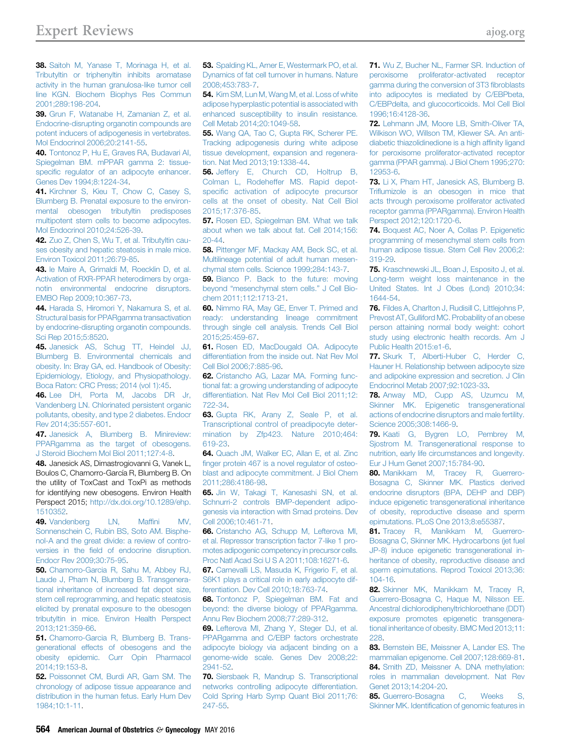**38.** Saitoh M, Yanase T, Morinaga H, et al. Tributyltin or triphenyltin inhibits aromatase activity in the human granulosa-like tumor cell line KGN. Biochem Biophys Res Commun 2001;289:198-204.

**39.** Grun F, Watanabe H, Zamanian Z, et al. Endocrine-disrupting organotin compounds are potent inducers of adipogenesis in vertebrates. Mol Endocrinol 2006;20:2141-55.

**40.** Tontonoz P, Hu E, Graves RA, Budavari AI, Spiegelman BM. mPPAR gamma 2: tissue-specific regulator of an adipocyte enhancer. Genes Dev 1994;8:1224-34.

**41.** Kirchner S, Kieu T, Chow C, Casey S, Blumberg B. Prenatal exposure to the environmental obesogen tributyltin predisposes multipotent stem cells to become adipocytes. Mol Endocrinol 2010;24:526-39.

**42.** Zuo Z, Chen S, Wu T, et al. Tributyltin causes obesity and hepatic steatosis in male mice. Environ Toxicol 2011;26:79-85.

**43.** le Maire A, Grimaldi M, Roecklin D, et al. Activation of RXR-PPAR heterodimers by organotin environmental endocrine disruptors. EMBO Rep 2009;10:367-73.

**44.** Harada S, Hiromori Y, Nakamura S, et al. Structural basis for PPARgamma transactivation by endocrine-disrupting organotin compounds. Sci Rep 2015;5:8520.

**45.** Janesick AS, Schug TT, Heindel JJ, Blumberg B. Environmental chemicals and obesity. In: Bray GA, ed. Handbook of Obesity: Epidemiology, Etiology, and Physiopathology. Boca Raton: CRC Press; 2014 (vol 1):45.

**46.** Lee DH, Porta M, Jacobs DR Jr, Vandenberg LN. Chlorinated persistent organic pollutants, obesity, and type 2 diabetes. Endocr Rev 2014;35:557-601.

**47.** Janesick A, Blumberg B. Minireview: PPARgamma as the target of obesogens. J Steroid Biochem Mol Biol 2011;127:4-8.

**48.** Janesick AS, Dimastrogiovanni G, Vanek L, Boulos C, Chamorro-García R, Blumberg B. On the utility of ToxCast and ToxPi as methods for identifying new obesogens. Environ Health Perspect 2015; http://dx.doi.org/10.1289/ehp.1510352.

**49.** Vandenberg LN, Maffini MV, Sonnenschein C, Rubin BS, Soto AM. Bisphenol-A and the great divide: a review of controversies in the field of endocrine disruption. Endocr Rev 2009;30:75-95.

**50.** Chamorro-Garcia R, Sahu M, Abbey RJ, Laude J, Pham N, Blumberg B. Transgenerational inheritance of increased fat depot size, stem cell reprogramming, and hepatic steatosis elicited by prenatal exposure to the obesogen tributyltin in mice. Environ Health Perspect 2013;121:359-66.

**51.** Chamorro-Garcia R, Blumberg B. Transgenerational effects of obesogens and the obesity epidemic. Curr Opin Pharmacol 2014;19:153-8.

**52.** Poissonnet CM, Burdi AR, Garn SM. The chronology of adipose tissue appearance and distribution in the human fetus. Early Hum Dev 1984;10:1-11.

**53.** Spalding KL, Arner E, Westermark PO, et al. Dynamics of fat cell turnover in humans. Nature 2008;453:783-7.

**54.** Kim SM, Lun M, Wang M, et al. Loss of white adipose hyperplastic potential is associated with enhanced susceptibility to insulin resistance. Cell Metab 2014;20:1049-58.

**55.** Wang QA, Tao C, Gupta RK, Scherer PE. Tracking adipogenesis during white adipose tissue development, expansion and regeneration. Nat Med 2013;19:1338-44.

**56.** Jeffery E, Church CD, Holtrup B, Colman L, Rodeheffer MS. Rapid depot-specific activation of adipocyte precursor cells at the onset of obesity. Nat Cell Biol 2015;17:376-85.

**57.** Rosen ED, Spiegelman BM. What we talk about when we talk about fat. Cell 2014;156:20-44.

**58.** Pittenger MF, Mackay AM, Beck SC, et al. Multilineage potential of adult human mesenchymal stem cells. Science 1999;284:143-7.

**59.** Bianco P. Back to the future: moving beyond "mesenchymal stem cells." J Cell Biochem 2011;112:1713-21.

**60.** Nimmo RA, May GE, Enver T. Primed and ready: understanding lineage commitment through single cell analysis. Trends Cell Biol 2015;25:459-67.

**61.** Rosen ED, MacDougald OA. Adipocyte differentiation from the inside out. Nat Rev Mol Cell Biol 2006;7:885-96.

**62.** Cristancho AG, Lazar MA. Forming functional fat: a growing understanding of adipocyte differentiation. Nat Rev Mol Cell Biol 2011;12:722-34.

**63.** Gupta RK, Arany Z, Seale P, et al. Transcriptional control of preadipocyte determination by Zfp423. Nature 2010;464:619-23.

**64.** Quach JM, Walker EC, Allan E, et al. Zinc finger protein 467 is a novel regulator of osteoblast and adipocyte commitment. J Biol Chem 2011;286:4186-98.

**65.** Jin W, Takagi T, Kanesashi SN, et al. Schnurri-2 controls BMP-dependent adipogenesis via interaction with Smad proteins. Dev Cell 2006;10:461-71.

**66.** Cristancho AG, Schupp M, Lefterova MI, et al. Repressor transcription factor 7-like 1 promotes adipogenic competency in precursor cells. Proc Natl Acad Sci U S A 2011;108:16271-6.

**67.** Carnevalli LS, Masuda K, Frigerio F, et al. S6K1 plays a critical role in early adipocyte differentiation. Dev Cell 2010;18:763-74.

**68.** Tontonoz P, Spiegelman BM. Fat and beyond: the diverse biology of PPARgamma. Annu Rev Biochem 2008;77:289-312.

**69.** Lefterova MI, Zhang Y, Steger DJ, et al. PPARgamma and C/EBP factors orchestrate adipocyte biology via adjacent binding on a genome-wide scale. Genes Dev 2008;22:2941-52.

**70.** Siersbaek R, Mandrup S. Transcriptional networks controlling adipocyte differentiation. Cold Spring Harb Symp Quant Biol 2011;76:247-55.

**71.** Wu Z, Bucher NL, Farmer SR. Induction of peroxisome proliferator-activated receptor gamma during the conversion of 3T3 fibroblasts into adipocytes is mediated by C/EBPbeta, C/EBPdelta, and glucocorticoids. Mol Cell Biol 1996;16:4128-36.

**72.** Lehmann JM, Moore LB, Smith-Oliver TA, Wilkison WO, Willson TM, Kliewer SA. An antidiabetic thiazolidinedione is a high affinity ligand for peroxisome proliferator-activated receptor gamma (PPAR gamma). J Biol Chem 1995;270:12953-6.

**73.** Li X, Pham HT, Janesick AS, Blumberg B. Triflumizole is an obesogen in mice that acts through peroxisome proliferator activated receptor gamma (PPARgamma). Environ Health Perspect 2012;120:1720-6.

**74.** Boquest AC, Noer A, Collas P. Epigenetic programming of mesenchymal stem cells from human adipose tissue. Stem Cell Rev 2006;2:319-29.

**75.** Kraschnewski JL, Boan J, Esposito J, et al. Long-term weight loss maintenance in the United States. Int J Obes (Lond) 2010;34:1644-54.

**76.** Fildes A, Charlton J, Rudisill C, Littlejohns P, Prevost AT, Gulliford MC. Probability of an obese person attaining normal body weight: cohort study using electronic health records. Am J Public Health 2015:e1-6.

**77.** Skurk T, Alberti-Huber C, Herder C, Hauner H. Relationship between adipocyte size and adipokine expression and secretion. J Clin Endocrinol Metab 2007;92:1023-33.

**78.** Anway MD, Cupp AS, Uzumcu M, Skinner MK. Epigenetic transgenerational actions of endocrine disruptors and male fertility. Science 2005;308:1466-9.

**79.** Kaati G, Bygren LO, Pembrey M, Sjostrom M. Transgenerational response to nutrition, early life circumstances and longevity. Eur J Hum Genet 2007;15:784-90.

**80.** Manikkam M, Tracey R, Guerrero-Bosagna C, Skinner MK. Plastics derived endocrine disruptors (BPA, DEHP and DBP) induce epigenetic transgenerational inheritance of obesity, reproductive disease and sperm epimutations. PLoS One 2013;8:e55387.

**81.** Tracey R, Manikkam M, Guerrero-Bosagna C, Skinner MK. Hydrocarbons (jet fuel JP-8) induce epigenetic transgenerational inheritance of obesity, reproductive disease and sperm epimutations. Reprod Toxicol 2013;36:104-16.

**82.** Skinner MK, Manikkam M, Tracey R, Guerrero-Bosagna C, Haque M, Nilsson EE. Ancestral dichlorodiphenyltrichloroethane (DDT) exposure promotes epigenetic transgenerational inheritance of obesity. BMC Med 2013;11:228.

**83.** Bernstein BE, Meissner A, Lander ES. The mammalian epigenome. Cell 2007;128:669-81.

**84.** Smith ZD, Meissner A. DNA methylation: roles in mammalian development. Nat Rev Genet 2013;14:204-20.

**85.** Guerrero-Bosagna C, Weeks S, Skinner MK. Identification of genomic features in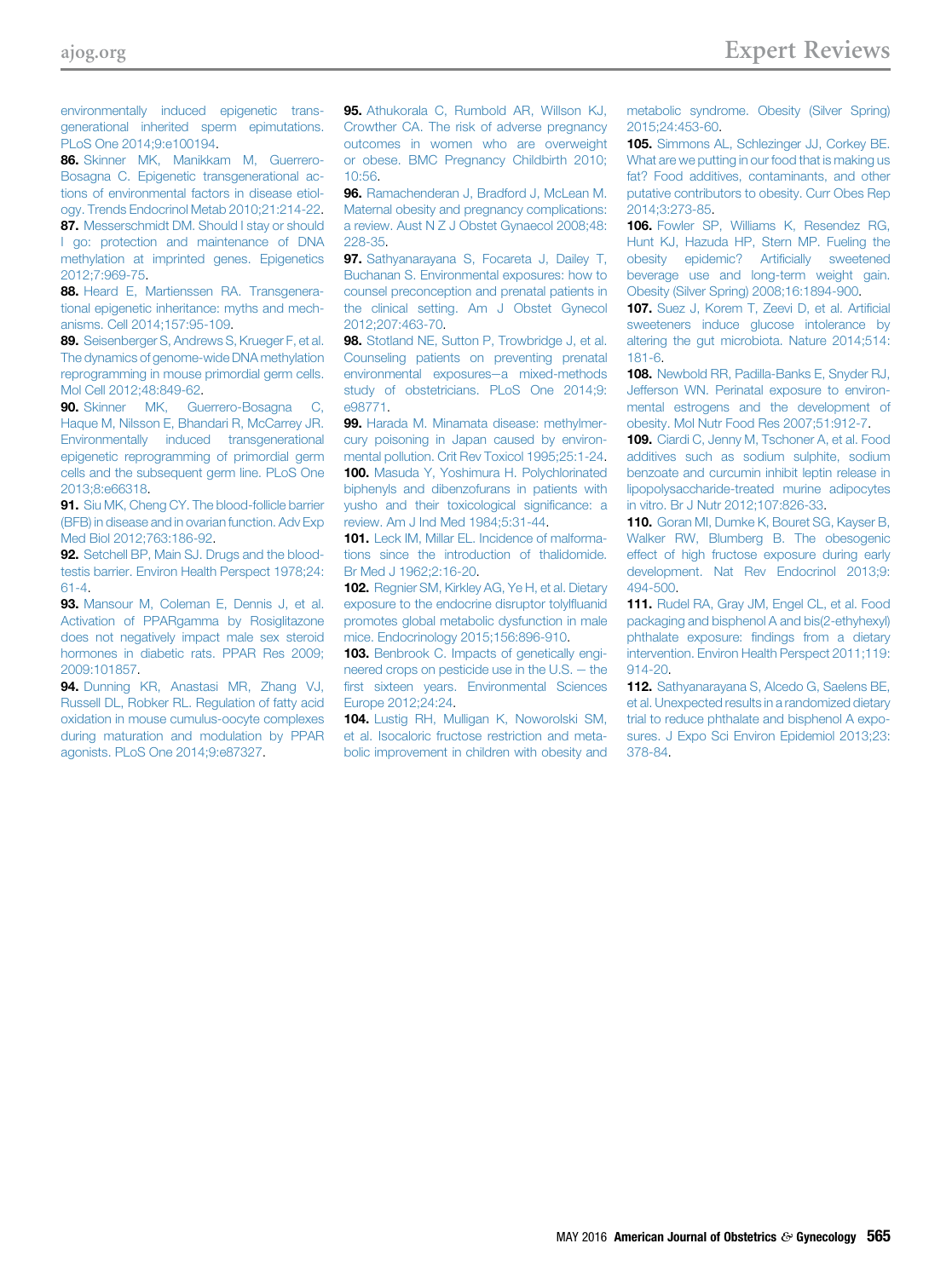environmentally induced epigenetic transgenerational inherited sperm epimutations. PLoS One 2014;9:e100194.

**86.** Skinner MK, Manikkam M, Guerrero-Bosagna C. Epigenetic transgenerational actions of environmental factors in disease etiology. Trends Endocrinol Metab 2010;21:214-22.

**87.** Messerschmidt DM. Should I stay or should I go: protection and maintenance of DNA methylation at imprinted genes. Epigenetics 2012;7:969-75.

**88.** Heard E, Martienssen RA. Transgenerational epigenetic inheritance: myths and mechanisms. Cell 2014;157:95-109.

**89.** Seisenberger S, Andrews S, Krueger F, et al. The dynamics of genome-wide DNA methylation reprogramming in mouse primordial germ cells. Mol Cell 2012;48:849-62.

**90.** Skinner MK, Guerrero-Bosagna C, Haque M, Nilsson E, Bhandari R, McCarrey JR. Environmentally induced transgenerational epigenetic reprogramming of primordial germ cells and the subsequent germ line. PLoS One 2013;8:e66318.

**91.** Siu MK, Cheng CY. The blood-follicle barrier (BFB) in disease and in ovarian function. Adv Exp Med Biol 2012;763:186-92.

**92.** Setchell BP, Main SJ. Drugs and the blood-testis barrier. Environ Health Perspect 1978;24:61-4.

**93.** Mansour M, Coleman E, Dennis J, et al. Activation of PPARgamma by Rosiglitazone does not negatively impact male sex steroid hormones in diabetic rats. PPAR Res 2009; 2009:101857.

**94.** Dunning KR, Anastasi MR, Zhang VJ, Russell DL, Robker RL. Regulation of fatty acid oxidation in mouse cumulus-oocyte complexes during maturation and modulation by PPAR agonists. PLoS One 2014;9:e87327.

**95.** Athukorala C, Rumbold AR, Willson KJ, Crowther CA. The risk of adverse pregnancy outcomes in women who are overweight or obese. BMC Pregnancy Childbirth 2010; 10:56.

**96.** Ramachenderan J, Bradford J, McLean M. Maternal obesity and pregnancy complications: a review. Aust N Z J Obstet Gynaecol 2008;48: 228-35.

**97.** Sathyanarayana S, Focareta J, Dailey T, Buchanan S. Environmental exposures: how to counsel preconception and prenatal patients in the clinical setting. Am J Obstet Gynecol 2012;207:463-70.

**98.** Stotland NE, Sutton P, Trowbridge J, et al. Counseling patients on preventing prenatal environmental exposures—a mixed-methods study of obstetricians. PLoS One 2014;9: e98771.

**99.** Harada M. Minamata disease: methylmercury poisoning in Japan caused by environmental pollution. Crit Rev Toxicol 1995;25:1-24.

**100.** Masuda Y, Yoshimura H. Polychlorinated biphenyls and dibenzofurans in patients with yusho and their toxicological significance: a review. Am J Ind Med 1984;5:31-44.

**101.** Leck IM, Millar EL. Incidence of malformations since the introduction of thalidomide. Br Med J 1962;2:16-20.

**102.** Regnier SM, Kirkley AG, Ye H, et al. Dietary exposure to the endocrine disruptor tolylfluanid promotes global metabolic dysfunction in male mice. Endocrinology 2015;156:896-910.

**103.** Benbrook C. Impacts of genetically engineered crops on pesticide use in the U.S. — the first sixteen years. Environmental Sciences Europe 2012;24:24.

**104.** Lustig RH, Mulligan K, Noworolski SM, et al. Isocaloric fructose restriction and metabolic improvement in children with obesity and metabolic syndrome. Obesity (Silver Spring) 2015;24:453-60.

**105.** Simmons AL, Schlezinger JJ, Corkey BE. What are we putting in our food that is making us fat? Food additives, contaminants, and other putative contributors to obesity. Curr Obes Rep 2014;3:273-85.

**106.** Fowler SP, Williams K, Resendez RG, Hunt KJ, Hazuda HP, Stern MP. Fueling the obesity epidemic? Artificially sweetened beverage use and long-term weight gain. Obesity (Silver Spring) 2008;16:1894-900.

**107.** Suez J, Korem T, Zeevi D, et al. Artificial sweeteners induce glucose intolerance by altering the gut microbiota. Nature 2014;514: 181-6.

**108.** Newbold RR, Padilla-Banks E, Snyder RJ, Jefferson WN. Perinatal exposure to environmental estrogens and the development of obesity. Mol Nutr Food Res 2007;51:912-7.

**109.** Ciardi C, Jenny M, Tschoner A, et al. Food additives such as sodium sulphite, sodium benzoate and curcumin inhibit leptin release in lipopolysaccharide-treated murine adipocytes in vitro. Br J Nutr 2012;107:826-33.

**110.** Goran MI, Dumke K, Bouret SG, Kayser B, Walker RW, Blumberg B. The obesogenic effect of high fructose exposure during early development. Nat Rev Endocrinol 2013;9: 494-500.

**111.** Rudel RA, Gray JM, Engel CL, et al. Food packaging and bisphenol A and bis(2-ethyhexyl) phthalate exposure: findings from a dietary intervention. Environ Health Perspect 2011;119: 914-20.

**112.** Sathyanarayana S, Alcedo G, Saelens BE, et al. Unexpected results in a randomized dietary trial to reduce phthalate and bisphenol A exposures. J Expo Sci Environ Epidemiol 2013;23: 378-84.